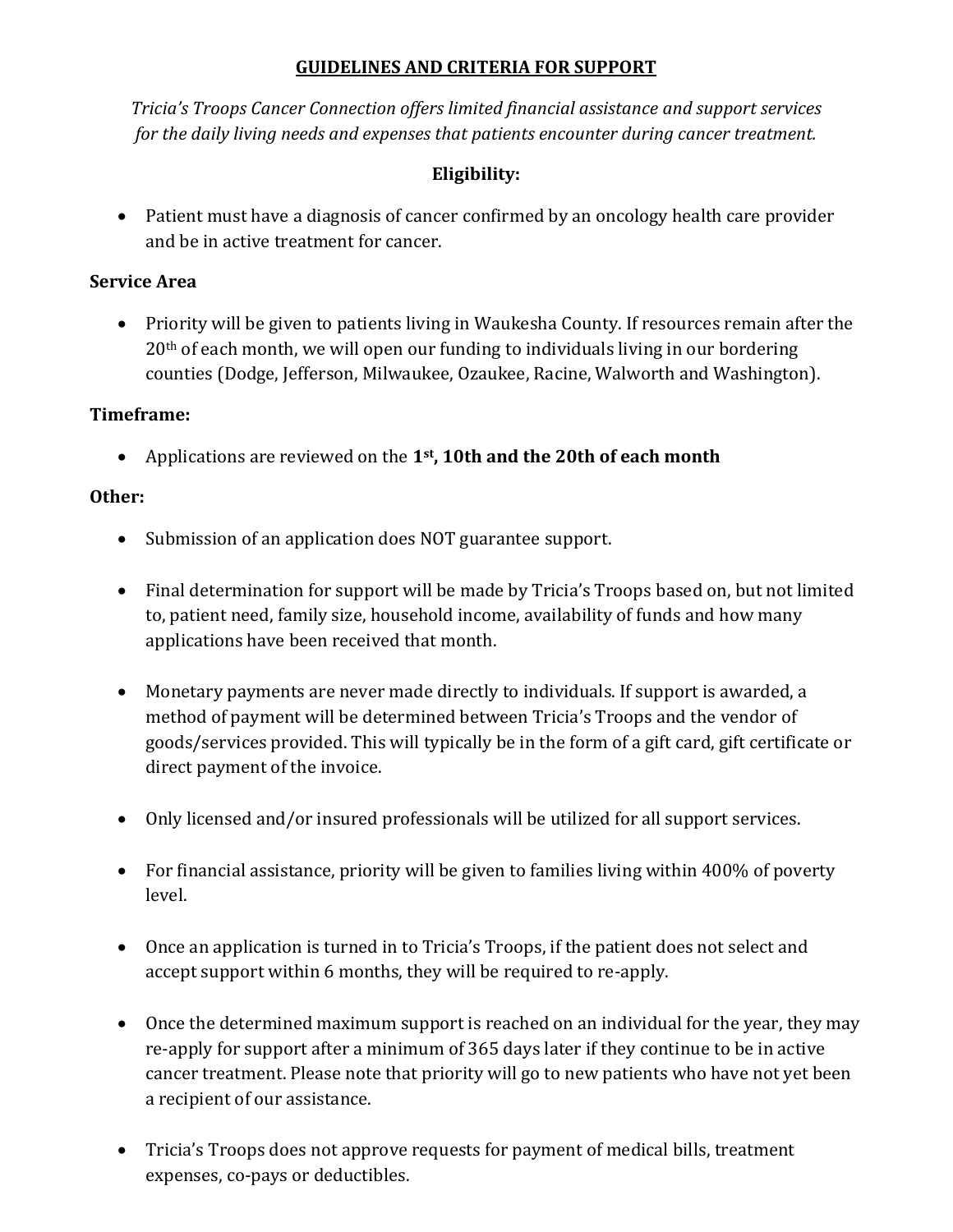# GUIDELINES AND CRITERIA FOR SUPPORT

*Tricia's Troops Cancer Connection offers limited financial assistance and support services for the daily living needs and expenses that patients encounter during cancer treatment.*

## Eligibility:

- Patient must have a diagnosis of cancer confirmed by an oncology health care provider and be in active treatment for cancer.

### Service Area

- Priority will be given to patients living in Waukesha County. If resources remain after the 20th of each month, we will open our funding to individuals living in our bordering counties (Dodge, Jefferson, Milwaukee, Ozaukee, Racine, Walworth and Washington).

### Timeframe:

- Applications are reviewed on the **1st, 10th and the 20th of each month**

### Other:

- Submission of an application does NOT guarantee support.
- Final determination for support will be made by Tricia's Troops based on, but not limited to, patient need, family size, household income, availability of funds and how many applications have been received that month.
- Monetary payments are never made directly to individuals. If support is awarded, a method of payment will be determined between Tricia's Troops and the vendor of goods/services provided. This will typically be in the form of a gift card, gift certificate or direct payment of the invoice.
- Only licensed and/or insured professionals will be utilized for all support services.
- For financial assistance, priority will be given to families living within 400% of poverty level.
- Once an application is turned in to Tricia's Troops, if the patient does not select and accept support within 6 months, they will be required to re-apply.
- Once the determined maximum support is reached on an individual for the year, they may re-apply for support after a minimum of 365 days later if they continue to be in active cancer treatment. Please note that priority will go to new patients who have not yet been a recipient of our assistance.
- Tricia's Troops does not approve requests for payment of medical bills, treatment expenses, co-pays or deductibles.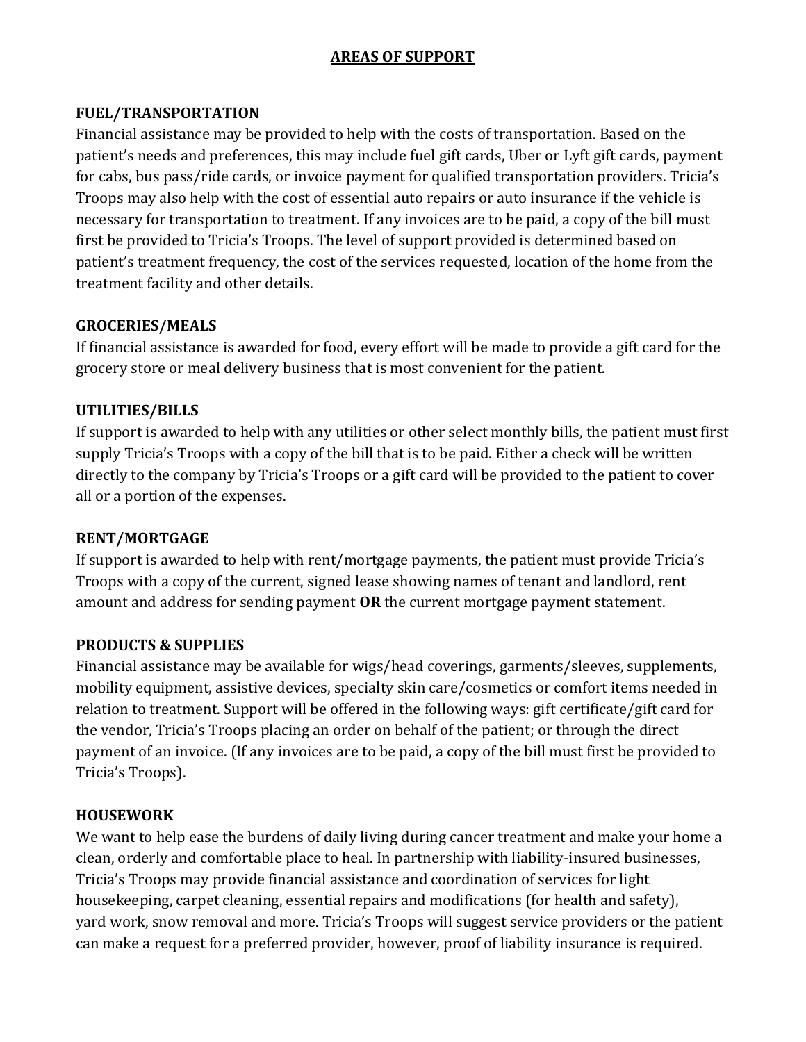## AREAS OF SUPPORT

### FUEL/TRANSPORTATION

Financial assistance may be provided to help with the costs of transportation. Based on the patient's needs and preferences, this may include fuel gift cards, Uber or Lyft gift cards, payment for cabs, bus pass/ride cards, or invoice payment for qualified transportation providers. Tricia's Troops may also help with the cost of essential auto repairs or auto insurance if the vehicle is necessary for transportation to treatment. If any invoices are to be paid, a copy of the bill must first be provided to Tricia's Troops. The level of support provided is determined based on patient's treatment frequency, the cost of the services requested, location of the home from the treatment facility and other details.

### GROCERIES/MEALS

If financial assistance is awarded for food, every effort will be made to provide a gift card for the grocery store or meal delivery business that is most convenient for the patient.

### UTILITIES/BILLS

If support is awarded to help with any utilities or other select monthly bills, the patient must first supply Tricia's Troops with a copy of the bill that is to be paid. Either a check will be written directly to the company by Tricia's Troops or a gift card will be provided to the patient to cover all or a portion of the expenses.

### RENT/MORTGAGE

If support is awarded to help with rent/mortgage payments, the patient must provide Tricia's Troops with a copy of the current, signed lease showing names of tenant and landlord, rent amount and address for sending payment **OR** the current mortgage payment statement.

### PRODUCTS & SUPPLIES

Financial assistance may be available for wigs/head coverings, garments/sleeves, supplements, mobility equipment, assistive devices, specialty skin care/cosmetics or comfort items needed in relation to treatment. Support will be offered in the following ways: gift certificate/gift card for the vendor, Tricia's Troops placing an order on behalf of the patient; or through the direct payment of an invoice. (If any invoices are to be paid, a copy of the bill must first be provided to Tricia's Troops).

### HOUSEWORK

We want to help ease the burdens of daily living during cancer treatment and make your home a clean, orderly and comfortable place to heal. In partnership with liability-insured businesses, Tricia's Troops may provide financial assistance and coordination of services for light housekeeping, carpet cleaning, essential repairs and modifications (for health and safety), yard work, snow removal and more. Tricia's Troops will suggest service providers or the patient can make a request for a preferred provider, however, proof of liability insurance is required.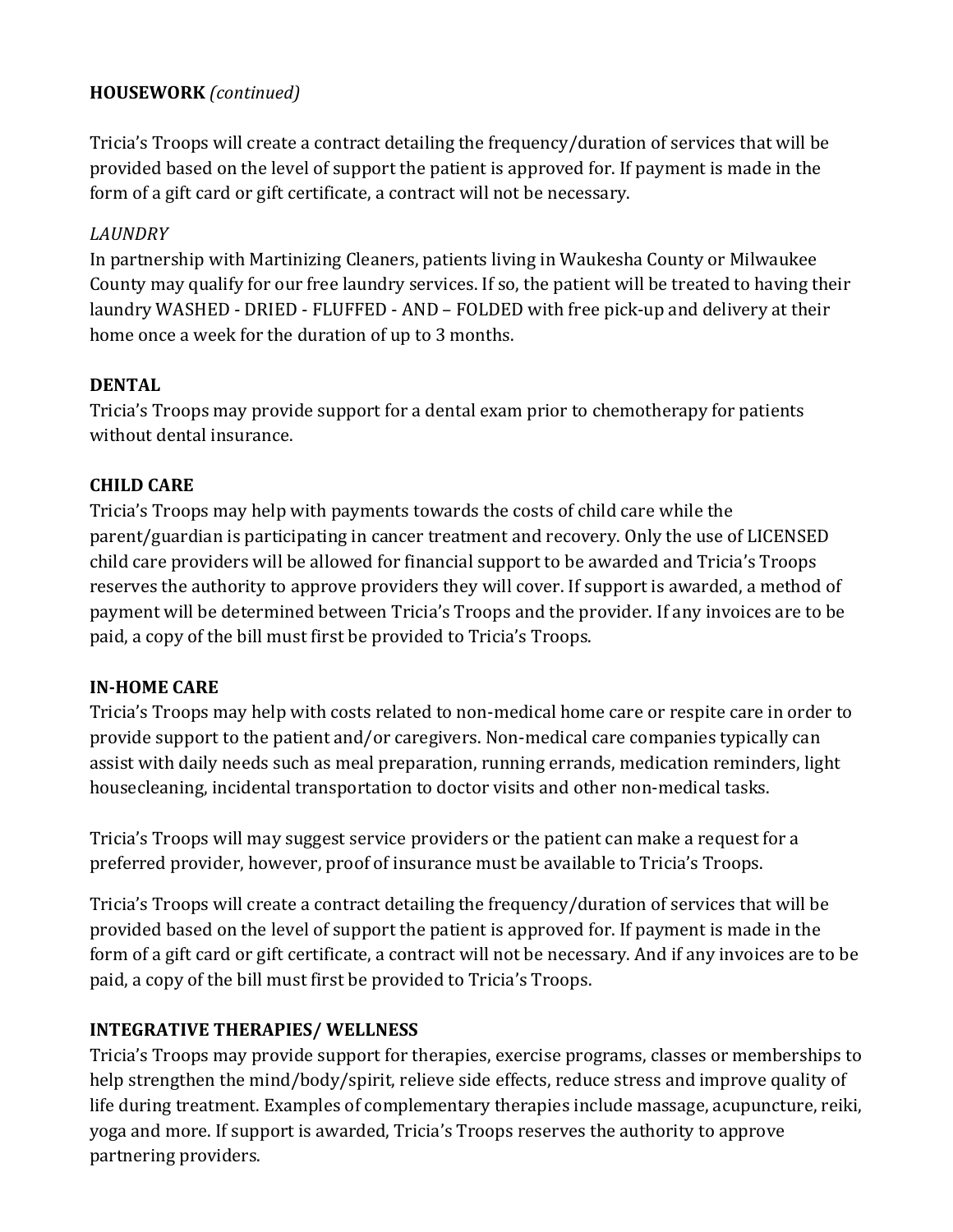**HOUSEWORK** *(continued)*

Tricia's Troops will create a contract detailing the frequency/duration of services that will be provided based on the level of support the patient is approved for. If payment is made in the form of a gift card or gift certificate, a contract will not be necessary.

*LAUNDRY*

In partnership with Martinizing Cleaners, patients living in Waukesha County or Milwaukee County may qualify for our free laundry services. If so, the patient will be treated to having their laundry WASHED - DRIED - FLUFFED - AND – FOLDED with free pick-up and delivery at their home once a week for the duration of up to 3 months.

**DENTAL**

Tricia's Troops may provide support for a dental exam prior to chemotherapy for patients without dental insurance.

**CHILD CARE**

Tricia's Troops may help with payments towards the costs of child care while the parent/guardian is participating in cancer treatment and recovery. Only the use of LICENSED child care providers will be allowed for financial support to be awarded and Tricia's Troops reserves the authority to approve providers they will cover. If support is awarded, a method of payment will be determined between Tricia's Troops and the provider. If any invoices are to be paid, a copy of the bill must first be provided to Tricia's Troops.

**IN-HOME CARE**

Tricia's Troops may help with costs related to non-medical home care or respite care in order to provide support to the patient and/or caregivers. Non-medical care companies typically can assist with daily needs such as meal preparation, running errands, medication reminders, light housecleaning, incidental transportation to doctor visits and other non-medical tasks.

Tricia's Troops will may suggest service providers or the patient can make a request for a preferred provider, however, proof of insurance must be available to Tricia's Troops.

Tricia's Troops will create a contract detailing the frequency/duration of services that will be provided based on the level of support the patient is approved for. If payment is made in the form of a gift card or gift certificate, a contract will not be necessary. And if any invoices are to be paid, a copy of the bill must first be provided to Tricia's Troops.

**INTEGRATIVE THERAPIES/ WELLNESS**

Tricia's Troops may provide support for therapies, exercise programs, classes or memberships to help strengthen the mind/body/spirit, relieve side effects, reduce stress and improve quality of life during treatment. Examples of complementary therapies include massage, acupuncture, reiki, yoga and more. If support is awarded, Tricia's Troops reserves the authority to approve partnering providers.